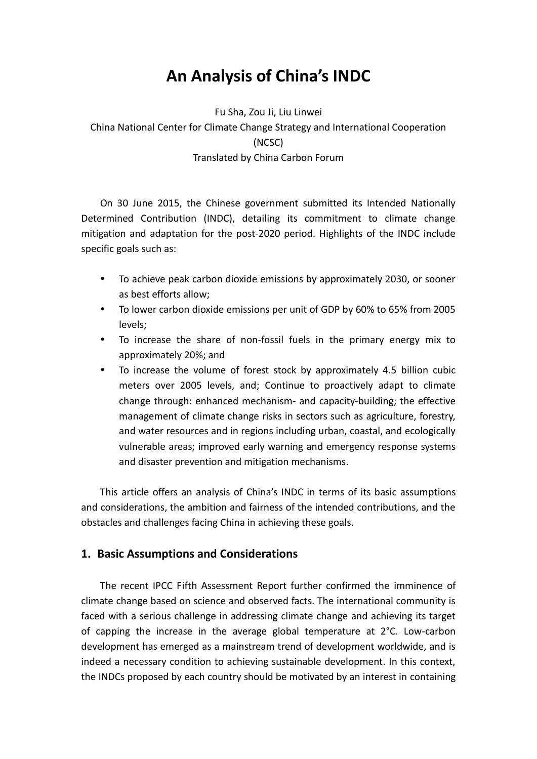# An Analysis of China's INDC

Fu Sha, Zou Ji, Liu Linwei

China National Center for Climate Change Strategy and International Cooperation (NCSC)

Translated by China Carbon Forum

On 30 June 2015, the Chinese government submitted its Intended Nationally Determined Contribution (INDC), detailing its commitment to climate change mitigation and adaptation for the post-2020 period. Highlights of the INDC include specific goals such as:

- To achieve peak carbon dioxide emissions by approximately 2030, or sooner as best efforts allow;
- To lower carbon dioxide emissions per unit of GDP by 60% to 65% from 2005 levels;
- To increase the share of non-fossil fuels in the primary energy mix to approximately 20%; and
- To increase the volume of forest stock by approximately 4.5 billion cubic meters over 2005 levels, and; Continue to proactively adapt to climate change through: enhanced mechanism- and capacity-building; the effective management of climate change risks in sectors such as agriculture, forestry, and water resources and in regions including urban, coastal, and ecologically vulnerable areas; improved early warning and emergency response systems and disaster prevention and mitigation mechanisms.

This article offers an analysis of China's INDC in terms of its basic assumptions and considerations, the ambition and fairness of the intended contributions, and the obstacles and challenges facing China in achieving these goals.

## 1. Basic Assumptions and Considerations

The recent IPCC Fifth Assessment Report further confirmed the imminence of climate change based on science and observed facts. The international community is faced with a serious challenge in addressing climate change and achieving its target of capping the increase in the average global temperature at 2°C. Low-carbon development has emerged as a mainstream trend of development worldwide, and is indeed a necessary condition to achieving sustainable development. In this context, the INDCs proposed by each country should be motivated by an interest in containing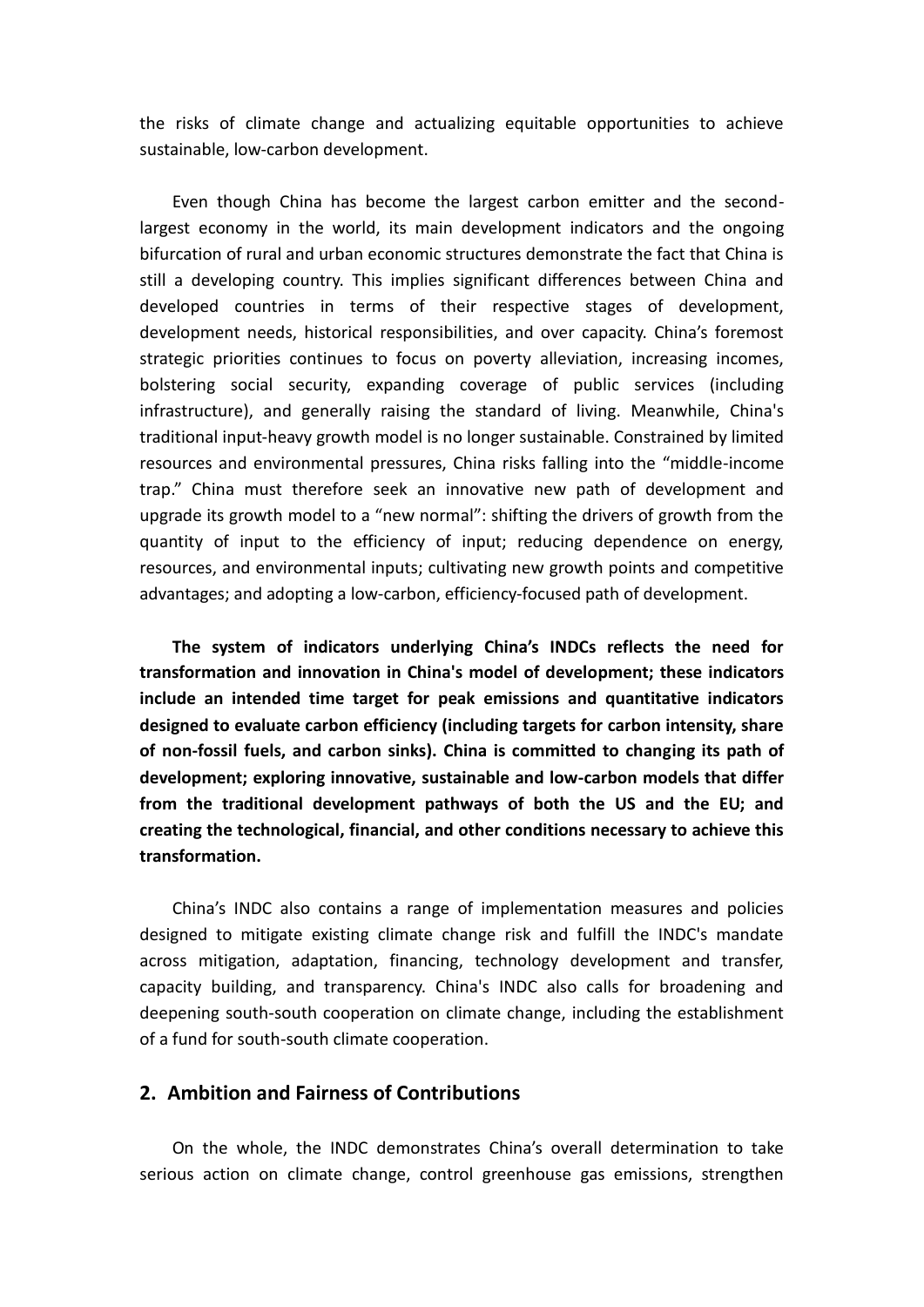the risks of climate change and actualizing equitable opportunities to achieve sustainable, low-carbon development.

Even though China has become the largest carbon emitter and the second-largest economy in the world, its main development indicators and the ongoing bifurcation of rural and urban economic structures demonstrate the fact that China is still a developing country. This implies significant differences between China and developed countries in terms of their respective stages of development, development needs, historical responsibilities, and over capacity. China's foremost strategic priorities continues to focus on poverty alleviation, increasing incomes, bolstering social security, expanding coverage of public services (including infrastructure), and generally raising the standard of living. Meanwhile, China's traditional input-heavy growth model is no longer sustainable. Constrained by limited resources and environmental pressures, China risks falling into the "middle-income trap." China must therefore seek an innovative new path of development and upgrade its growth model to a "new normal": shifting the drivers of growth from the quantity of input to the efficiency of input; reducing dependence on energy, resources, and environmental inputs; cultivating new growth points and competitive advantages; and adopting a low-carbon, efficiency-focused path of development.

**The system of indicators underlying China's INDCs reflects the need for transformation and innovation in China's model of development; these indicators include an intended time target for peak emissions and quantitative indicators designed to evaluate carbon efficiency (including targets for carbon intensity, share of non-fossil fuels, and carbon sinks). China is committed to changing its path of development; exploring innovative, sustainable and low-carbon models that differ from the traditional development pathways of both the US and the EU; and creating the technological, financial, and other conditions necessary to achieve this transformation.**

China's INDC also contains a range of implementation measures and policies designed to mitigate existing climate change risk and fulfill the INDC's mandate across mitigation, adaptation, financing, technology development and transfer, capacity building, and transparency. China's INDC also calls for broadening and deepening south-south cooperation on climate change, including the establishment of a fund for south-south climate cooperation.

## 2. Ambition and Fairness of Contributions

On the whole, the INDC demonstrates China's overall determination to take serious action on climate change, control greenhouse gas emissions, strengthen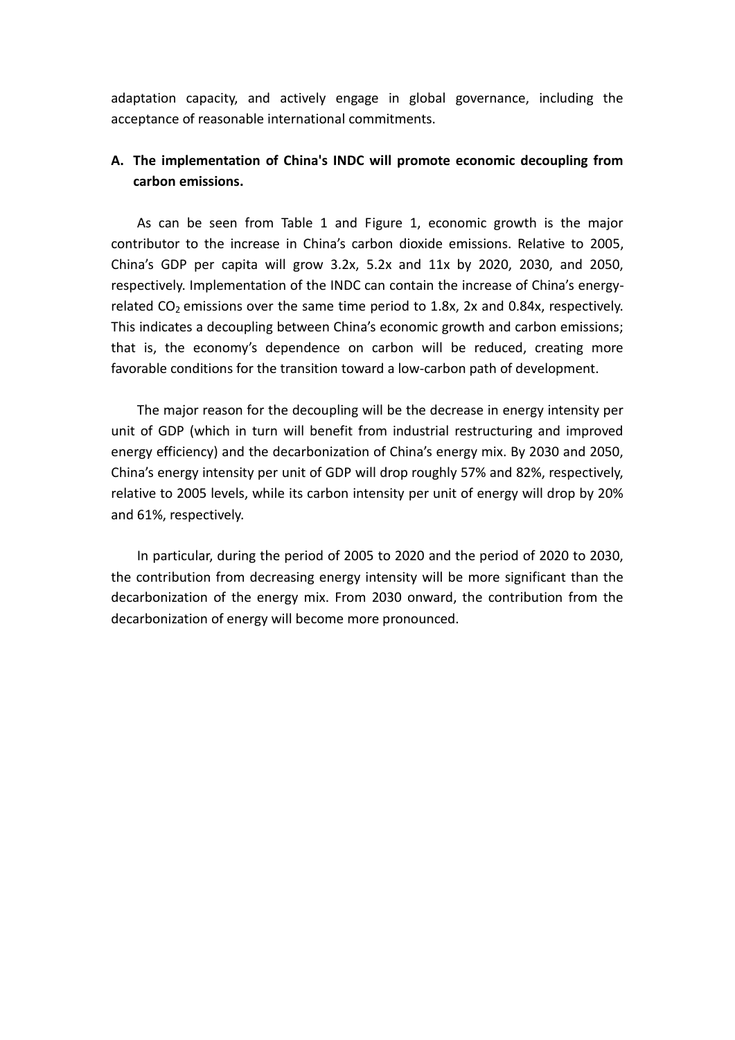adaptation capacity, and actively engage in global governance, including the acceptance of reasonable international commitments.

## A. The implementation of China's INDC will promote economic decoupling from carbon emissions.

As can be seen from Table 1 and Figure 1, economic growth is the major contributor to the increase in China's carbon dioxide emissions. Relative to 2005, China's GDP per capita will grow 3.2x, 5.2x and 11x by 2020, 2030, and 2050, respectively. Implementation of the INDC can contain the increase of China's energy-related $CO_2$ emissions over the same time period to 1.8x, 2x and 0.84x, respectively. This indicates a decoupling between China's economic growth and carbon emissions; that is, the economy's dependence on carbon will be reduced, creating more favorable conditions for the transition toward a low-carbon path of development.

The major reason for the decoupling will be the decrease in energy intensity per unit of GDP (which in turn will benefit from industrial restructuring and improved energy efficiency) and the decarbonization of China's energy mix. By 2030 and 2050, China's energy intensity per unit of GDP will drop roughly 57% and 82%, respectively, relative to 2005 levels, while its carbon intensity per unit of energy will drop by 20% and 61%, respectively.

In particular, during the period of 2005 to 2020 and the period of 2020 to 2030, the contribution from decreasing energy intensity will be more significant than the decarbonization of the energy mix. From 2030 onward, the contribution from the decarbonization of energy will become more pronounced.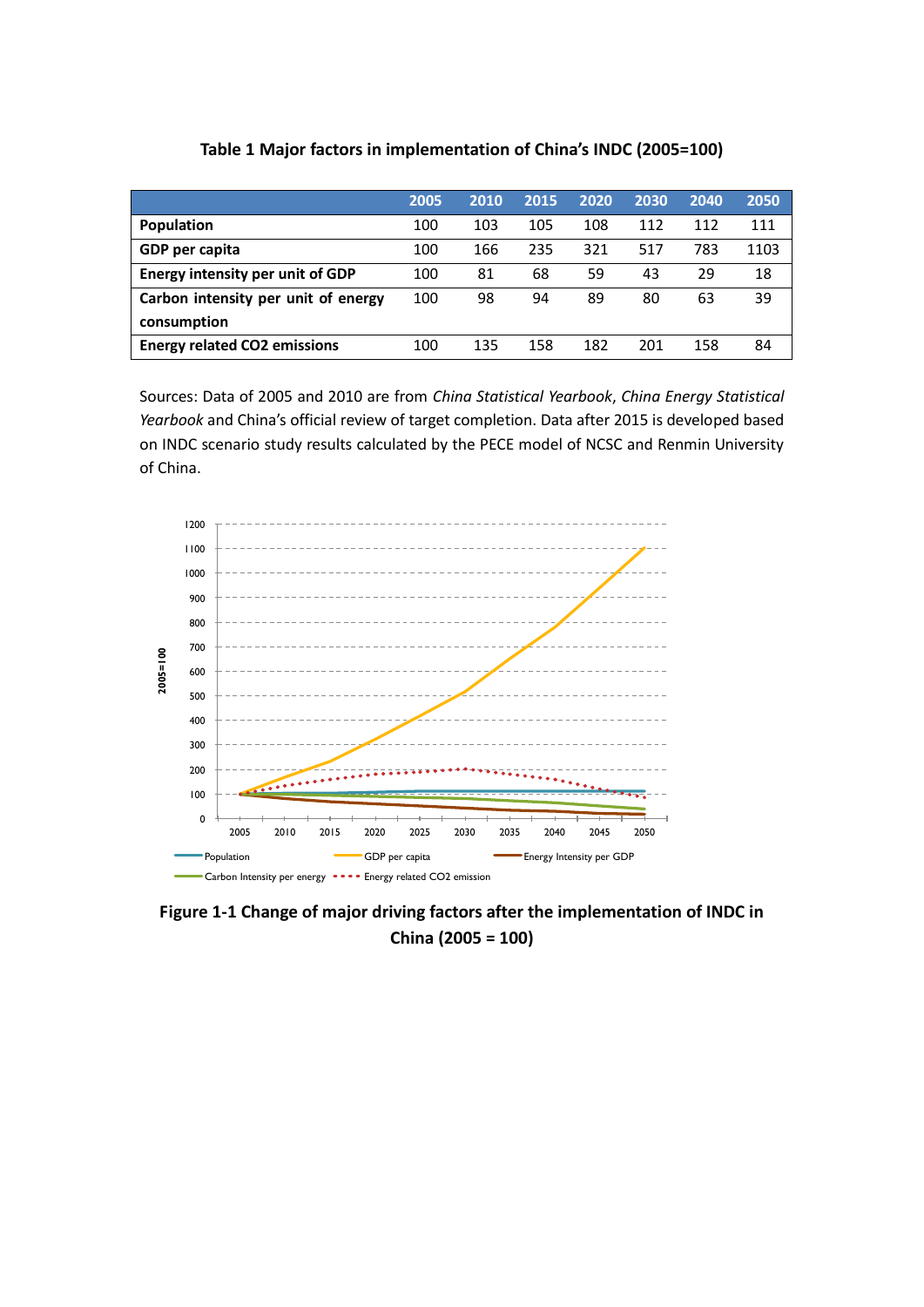**Table 1 Major factors in implementation of China's INDC (2005=100)**

| | 2005 | 2010 | 2015 | 2020 | 2030 | 2040 | 2050 |
|---|---|---|---|---|---|---|---|
| **Population** | 100 | 103 | 105 | 108 | 112 | 112 | 111 |
| **GDP per capita** | 100 | 166 | 235 | 321 | 517 | 783 | 1103 |
| **Energy intensity per unit of GDP** | 100 | 81 | 68 | 59 | 43 | 29 | 18 |
| **Carbon intensity per unit of energy consumption** | 100 | 98 | 94 | 89 | 80 | 63 | 39 |
| **Energy related CO2 emissions** | 100 | 135 | 158 | 182 | 201 | 158 | 84 |

Sources: Data of 2005 and 2010 are from *China Statistical Yearbook*, *China Energy Statistical Yearbook* and China's official review of target completion. Data after 2015 is developed based on INDC scenario study results calculated by the PECE model of NCSC and Renmin University of China.

**Figure 1-1 Change of major driving factors after the implementation of INDC in China (2005 = 100)**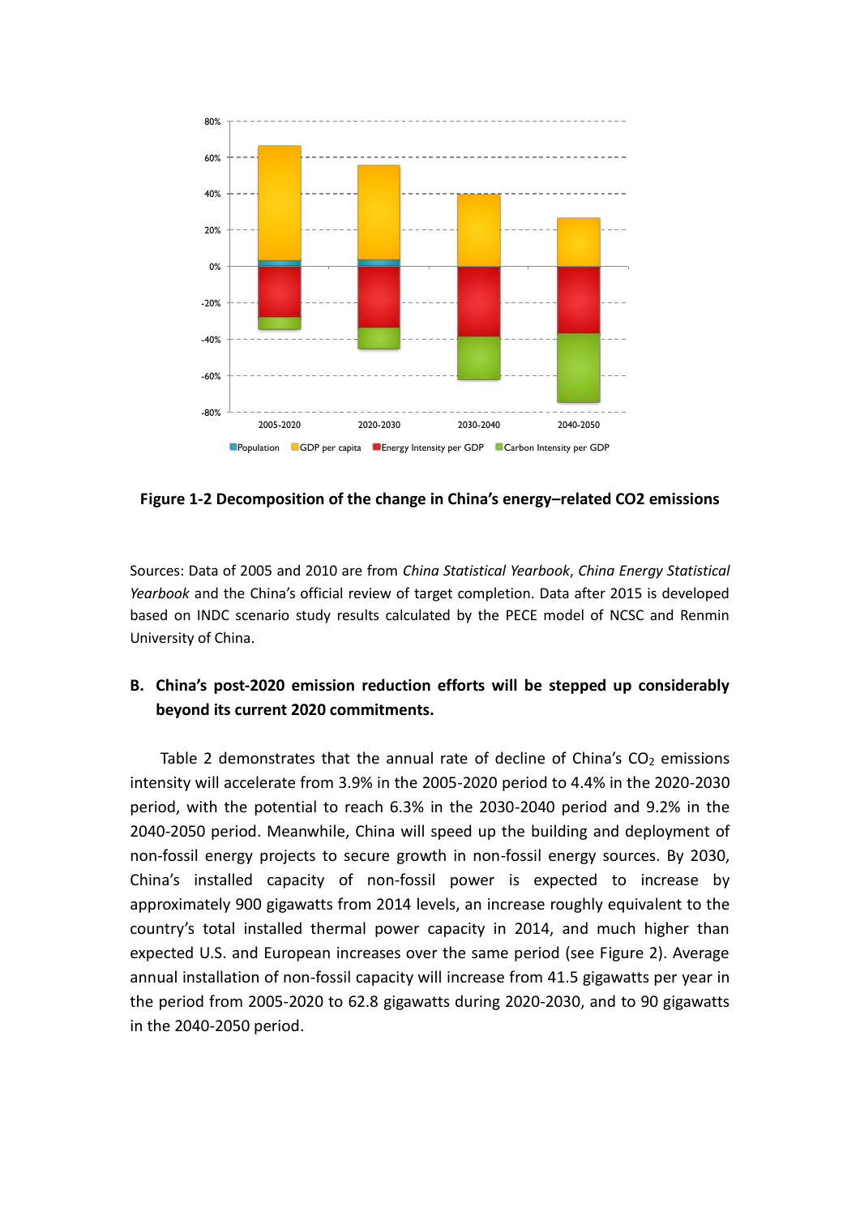**Figure 1-2 Decomposition of the change in China's energy–related CO2 emissions**

Sources: Data of 2005 and 2010 are from *China Statistical Yearbook*, *China Energy Statistical Yearbook* and the China's official review of target completion. Data after 2015 is developed based on INDC scenario study results calculated by the PECE model of NCSC and Renmin University of China.

**B. China's post-2020 emission reduction efforts will be stepped up considerably beyond its current 2020 commitments.**

Table 2 demonstrates that the annual rate of decline of China's $CO_2$ emissions intensity will accelerate from 3.9% in the 2005-2020 period to 4.4% in the 2020-2030 period, with the potential to reach 6.3% in the 2030-2040 period and 9.2% in the 2040-2050 period. Meanwhile, China will speed up the building and deployment of non-fossil energy projects to secure growth in non-fossil energy sources. By 2030, China's installed capacity of non-fossil power is expected to increase by approximately 900 gigawatts from 2014 levels, an increase roughly equivalent to the country's total installed thermal power capacity in 2014, and much higher than expected U.S. and European increases over the same period (see Figure 2). Average annual installation of non-fossil capacity will increase from 41.5 gigawatts per year in the period from 2005-2020 to 62.8 gigawatts during 2020-2030, and to 90 gigawatts in the 2040-2050 period.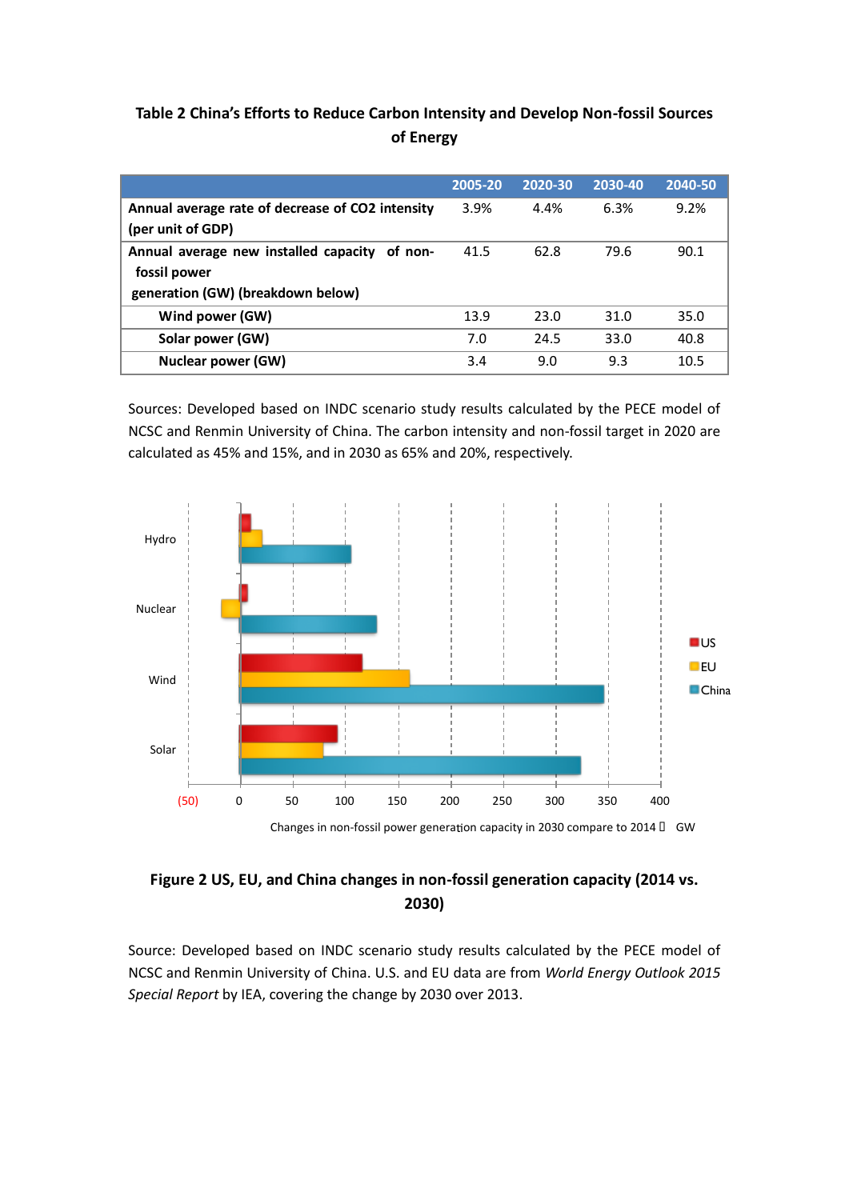**Table 2 China's Efforts to Reduce Carbon Intensity and Develop Non-fossil Sources of Energy**

| | 2005-20 | 2020-30 | 2030-40 | 2040-50 |
|---|---|---|---|---|
| **Annual average rate of decrease of CO2 intensity (per unit of GDP)** | 3.9% | 4.4% | 6.3% | 9.2% |
| **Annual average new installed capacity of non-fossil power generation (GW) (breakdown below)** | 41.5 | 62.8 | 79.6 | 90.1 |
| **Wind power (GW)** | 13.9 | 23.0 | 31.0 | 35.0 |
| **Solar power (GW)** | 7.0 | 24.5 | 33.0 | 40.8 |
| **Nuclear power (GW)** | 3.4 | 9.0 | 9.3 | 10.5 |

Sources: Developed based on INDC scenario study results calculated by the PECE model of NCSC and Renmin University of China. The carbon intensity and non-fossil target in 2020 are calculated as 45% and 15%, and in 2030 as 65% and 20%, respectively.

**Figure 2 US, EU, and China changes in non-fossil generation capacity (2014 vs. 2030)**

Source: Developed based on INDC scenario study results calculated by the PECE model of NCSC and Renmin University of China. U.S. and EU data are from *World Energy Outlook 2015 Special Report* by IEA, covering the change by 2030 over 2013.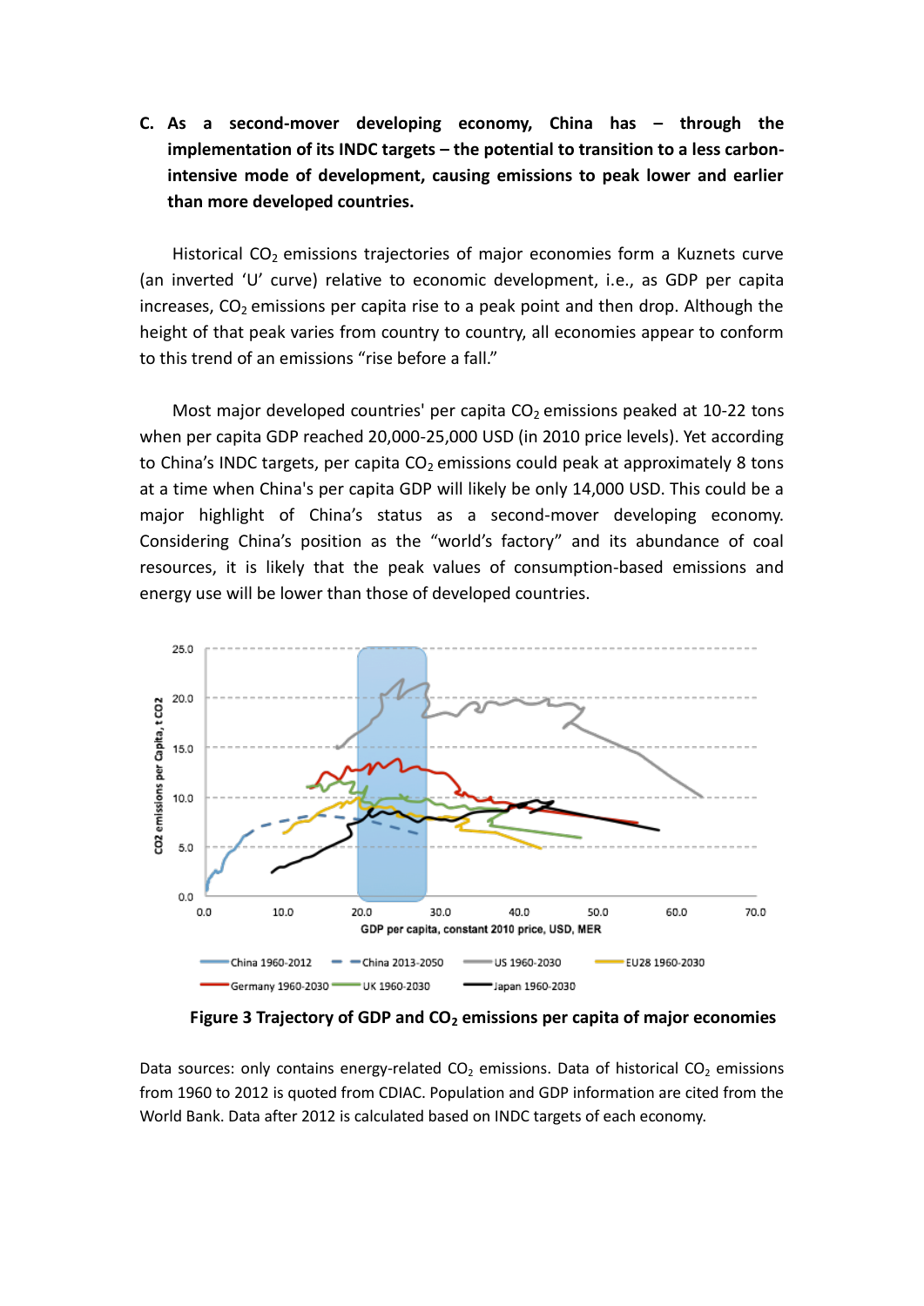**C. As a second-mover developing economy, China has – through the implementation of its INDC targets – the potential to transition to a less carbon-intensive mode of development, causing emissions to peak lower and earlier than more developed countries.**

Historical $CO_2$ emissions trajectories of major economies form a Kuznets curve (an inverted 'U' curve) relative to economic development, i.e., as GDP per capita increases, $CO_2$ emissions per capita rise to a peak point and then drop. Although the height of that peak varies from country to country, all economies appear to conform to this trend of an emissions "rise before a fall."

Most major developed countries' per capita $CO_2$ emissions peaked at 10-22 tons when per capita GDP reached 20,000-25,000 USD (in 2010 price levels). Yet according to China's INDC targets, per capita $CO_2$ emissions could peak at approximately 8 tons at a time when China's per capita GDP will likely be only 14,000 USD. This could be a major highlight of China's status as a second-mover developing economy. Considering China's position as the "world's factory" and its abundance of coal resources, it is likely that the peak values of consumption-based emissions and energy use will be lower than those of developed countries.

**Figure 3 Trajectory of GDP and $CO_2$ emissions per capita of major economies**

Data sources: only contains energy-related $CO_2$ emissions. Data of historical $CO_2$ emissions from 1960 to 2012 is quoted from CDIAC. Population and GDP information are cited from the World Bank. Data after 2012 is calculated based on INDC targets of each economy.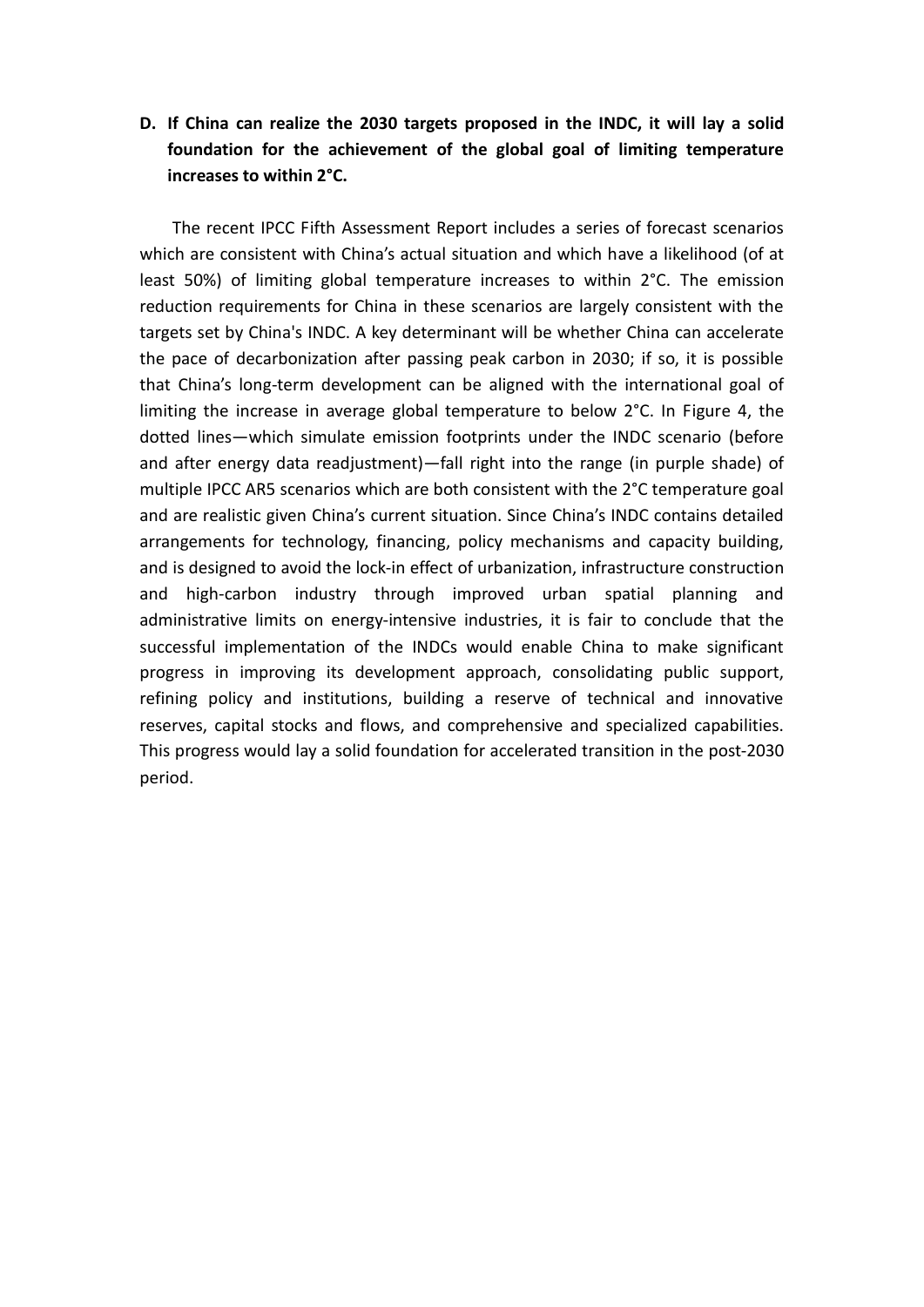**D. If China can realize the 2030 targets proposed in the INDC, it will lay a solid foundation for the achievement of the global goal of limiting temperature increases to within 2°C.**

The recent IPCC Fifth Assessment Report includes a series of forecast scenarios which are consistent with China's actual situation and which have a likelihood (of at least 50%) of limiting global temperature increases to within 2°C. The emission reduction requirements for China in these scenarios are largely consistent with the targets set by China's INDC. A key determinant will be whether China can accelerate the pace of decarbonization after passing peak carbon in 2030; if so, it is possible that China's long-term development can be aligned with the international goal of limiting the increase in average global temperature to below 2°C. In Figure 4, the dotted lines—which simulate emission footprints under the INDC scenario (before and after energy data readjustment)—fall right into the range (in purple shade) of multiple IPCC AR5 scenarios which are both consistent with the 2°C temperature goal and are realistic given China's current situation. Since China's INDC contains detailed arrangements for technology, financing, policy mechanisms and capacity building, and is designed to avoid the lock-in effect of urbanization, infrastructure construction and high-carbon industry through improved urban spatial planning and administrative limits on energy-intensive industries, it is fair to conclude that the successful implementation of the INDCs would enable China to make significant progress in improving its development approach, consolidating public support, refining policy and institutions, building a reserve of technical and innovative reserves, capital stocks and flows, and comprehensive and specialized capabilities. This progress would lay a solid foundation for accelerated transition in the post-2030 period.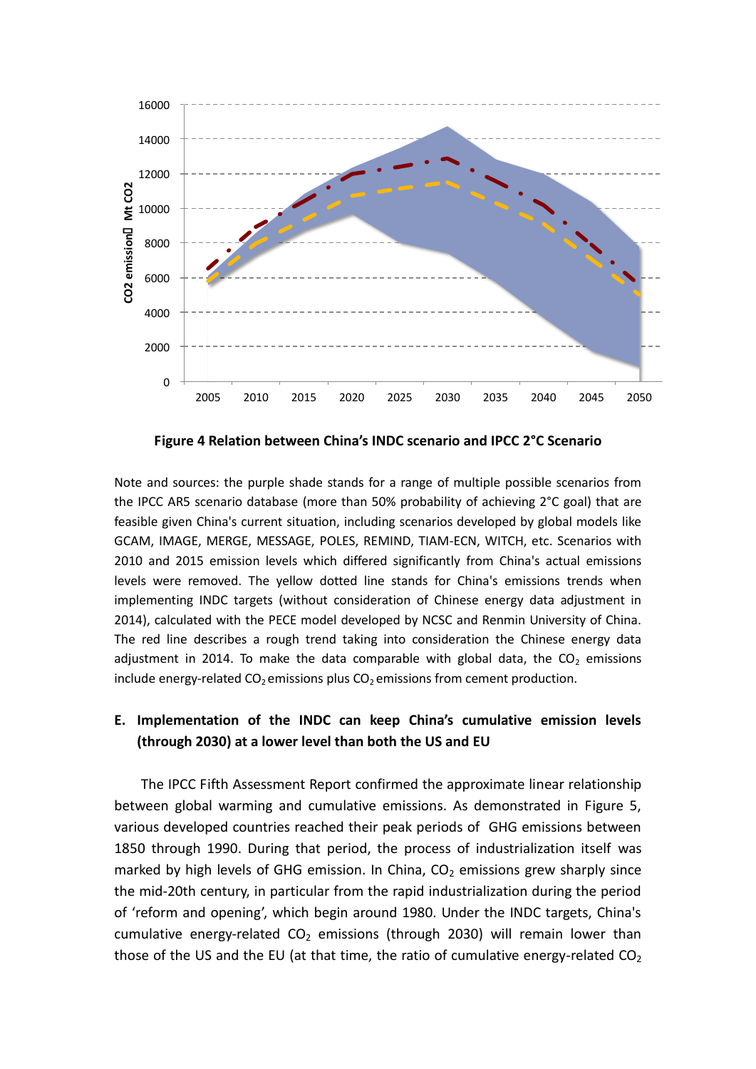**Figure 4 Relation between China's INDC scenario and IPCC 2°C Scenario**

Note and sources: the purple shade stands for a range of multiple possible scenarios from the IPCC AR5 scenario database (more than 50% probability of achieving 2°C goal) that are feasible given China's current situation, including scenarios developed by global models like GCAM, IMAGE, MERGE, MESSAGE, POLES, REMIND, TIAM-ECN, WITCH, etc. Scenarios with 2010 and 2015 emission levels which differed significantly from China's actual emissions levels were removed. The yellow dotted line stands for China's emissions trends when implementing INDC targets (without consideration of Chinese energy data adjustment in 2014), calculated with the PECE model developed by NCSC and Renmin University of China. The red line describes a rough trend taking into consideration the Chinese energy data adjustment in 2014. To make the data comparable with global data, the $CO_2$ emissions include energy-related $CO_2$ emissions plus $CO_2$ emissions from cement production.

**E. Implementation of the INDC can keep China's cumulative emission levels (through 2030) at a lower level than both the US and EU**

The IPCC Fifth Assessment Report confirmed the approximate linear relationship between global warming and cumulative emissions. As demonstrated in Figure 5, various developed countries reached their peak periods of GHG emissions between 1850 through 1990. During that period, the process of industrialization itself was marked by high levels of GHG emission. In China, $CO_2$ emissions grew sharply since the mid-20th century, in particular from the rapid industrialization during the period of 'reform and opening', which begin around 1980. Under the INDC targets, China's cumulative energy-related $CO_2$ emissions (through 2030) will remain lower than those of the US and the EU (at that time, the ratio of cumulative energy-related $CO_2$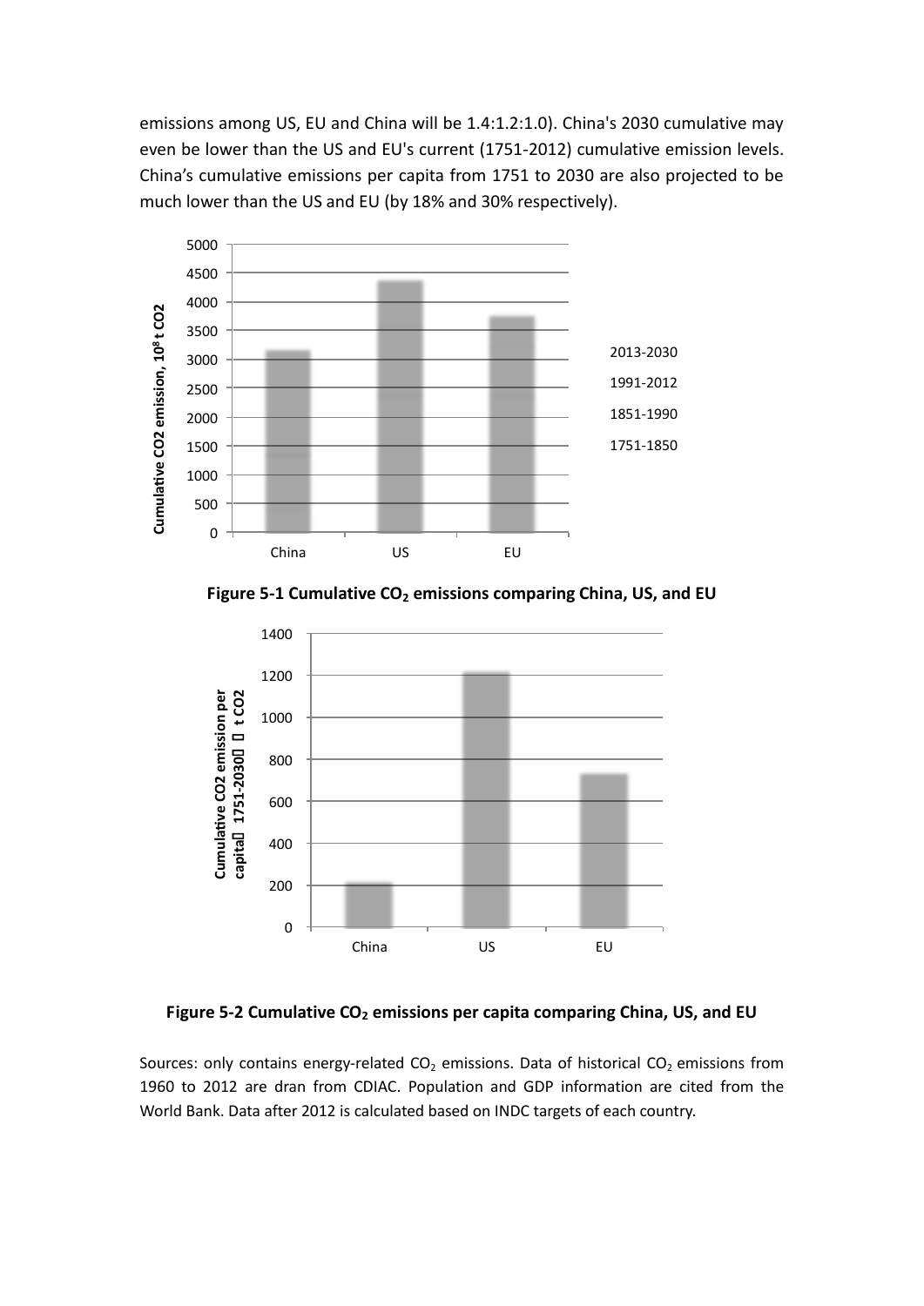emissions among US, EU and China will be 1.4:1.2:1.0). China's 2030 cumulative may even be lower than the US and EU's current (1751-2012) cumulative emission levels. China's cumulative emissions per capita from 1751 to 2030 are also projected to be much lower than the US and EU (by 18% and 30% respectively).

**Figure 5-1 Cumulative $CO_2$ emissions comparing China, US, and EU**

**Figure 5-2 Cumulative $CO_2$ emissions per capita comparing China, US, and EU**

Sources: only contains energy-related $CO_2$ emissions. Data of historical $CO_2$ emissions from 1960 to 2012 are dran from CDIAC. Population and GDP information are cited from the World Bank. Data after 2012 is calculated based on INDC targets of each country.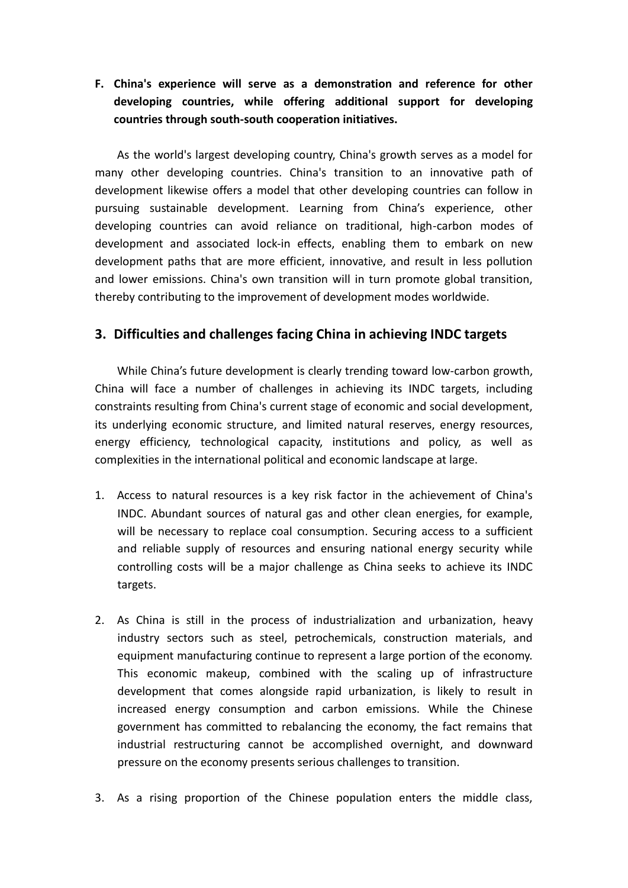**F. China's experience will serve as a demonstration and reference for other developing countries, while offering additional support for developing countries through south-south cooperation initiatives.**

As the world's largest developing country, China's growth serves as a model for many other developing countries. China's transition to an innovative path of development likewise offers a model that other developing countries can follow in pursuing sustainable development. Learning from China's experience, other developing countries can avoid reliance on traditional, high-carbon modes of development and associated lock-in effects, enabling them to embark on new development paths that are more efficient, innovative, and result in less pollution and lower emissions. China's own transition will in turn promote global transition, thereby contributing to the improvement of development modes worldwide.

## 3. Difficulties and challenges facing China in achieving INDC targets

While China's future development is clearly trending toward low-carbon growth, China will face a number of challenges in achieving its INDC targets, including constraints resulting from China's current stage of economic and social development, its underlying economic structure, and limited natural reserves, energy resources, energy efficiency, technological capacity, institutions and policy, as well as complexities in the international political and economic landscape at large.

1. Access to natural resources is a key risk factor in the achievement of China's INDC. Abundant sources of natural gas and other clean energies, for example, will be necessary to replace coal consumption. Securing access to a sufficient and reliable supply of resources and ensuring national energy security while controlling costs will be a major challenge as China seeks to achieve its INDC targets.

2. As China is still in the process of industrialization and urbanization, heavy industry sectors such as steel, petrochemicals, construction materials, and equipment manufacturing continue to represent a large portion of the economy. This economic makeup, combined with the scaling up of infrastructure development that comes alongside rapid urbanization, is likely to result in increased energy consumption and carbon emissions. While the Chinese government has committed to rebalancing the economy, the fact remains that industrial restructuring cannot be accomplished overnight, and downward pressure on the economy presents serious challenges to transition.

3. As a rising proportion of the Chinese population enters the middle class,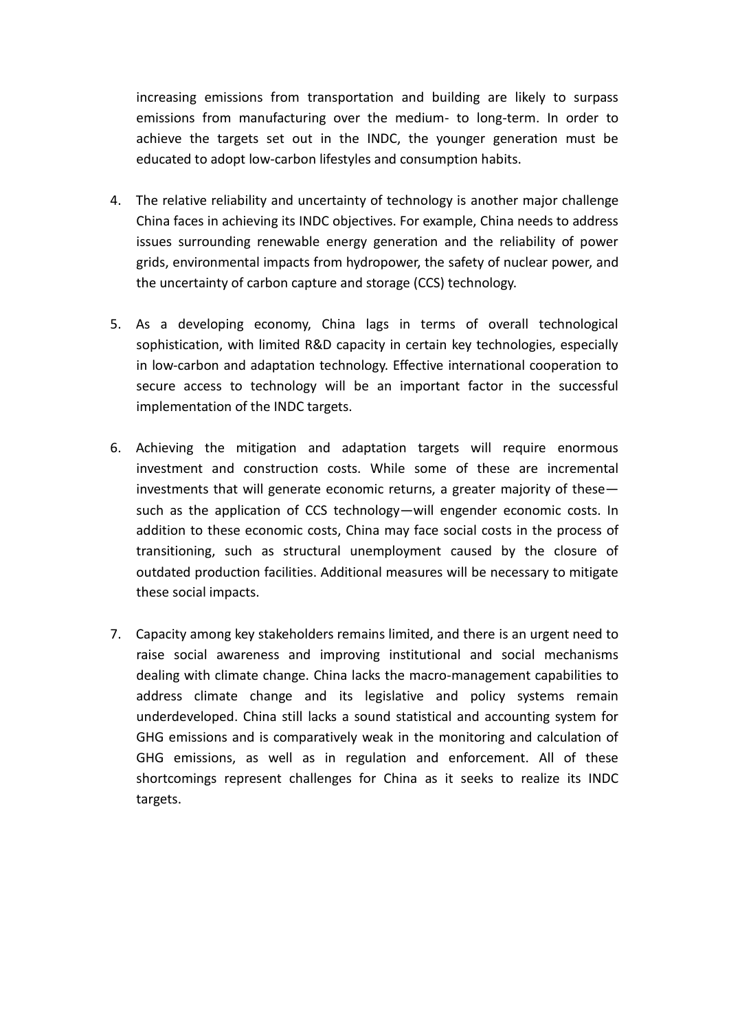increasing emissions from transportation and building are likely to surpass emissions from manufacturing over the medium- to long-term. In order to achieve the targets set out in the INDC, the younger generation must be educated to adopt low-carbon lifestyles and consumption habits.

4. The relative reliability and uncertainty of technology is another major challenge China faces in achieving its INDC objectives. For example, China needs to address issues surrounding renewable energy generation and the reliability of power grids, environmental impacts from hydropower, the safety of nuclear power, and the uncertainty of carbon capture and storage (CCS) technology.

5. As a developing economy, China lags in terms of overall technological sophistication, with limited R&D capacity in certain key technologies, especially in low-carbon and adaptation technology. Effective international cooperation to secure access to technology will be an important factor in the successful implementation of the INDC targets.

6. Achieving the mitigation and adaptation targets will require enormous investment and construction costs. While some of these are incremental investments that will generate economic returns, a greater majority of these—such as the application of CCS technology—will engender economic costs. In addition to these economic costs, China may face social costs in the process of transitioning, such as structural unemployment caused by the closure of outdated production facilities. Additional measures will be necessary to mitigate these social impacts.

7. Capacity among key stakeholders remains limited, and there is an urgent need to raise social awareness and improving institutional and social mechanisms dealing with climate change. China lacks the macro-management capabilities to address climate change and its legislative and policy systems remain underdeveloped. China still lacks a sound statistical and accounting system for GHG emissions and is comparatively weak in the monitoring and calculation of GHG emissions, as well as in regulation and enforcement. All of these shortcomings represent challenges for China as it seeks to realize its INDC targets.